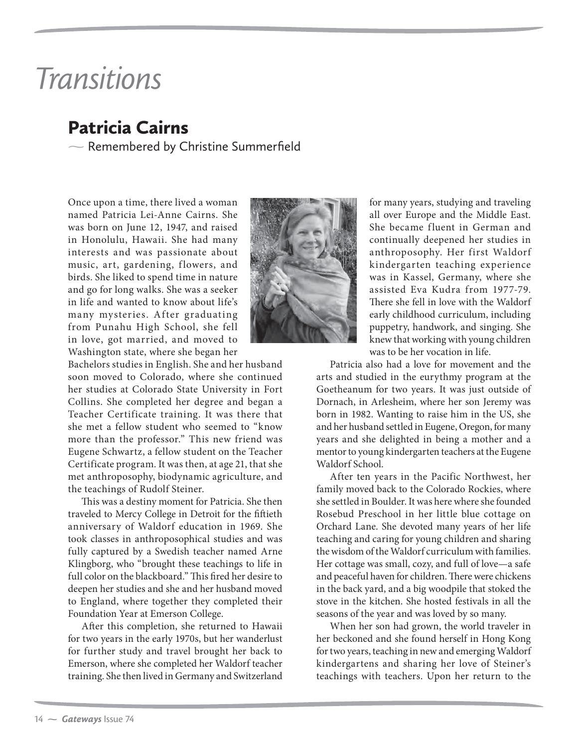# Transitions

## Patricia Cairns

*— Remembered by Christine Summerfield*

Once upon a time, there lived a woman named Patricia Lei-Anne Cairns. She was born on June 12, 1947, and raised in Honolulu, Hawaii. She had many interests and was passionate about music, art, gardening, flowers, and birds. She liked to spend time in nature and go for long walks. She was a seeker in life and wanted to know about life's many mysteries. After graduating from Punahu High School, she fell in love, got married, and moved to Washington state, where she began her Bachelors studies in English. She and her husband soon moved to Colorado, where she continued her studies at Colorado State University in Fort Collins. She completed her degree and began a Teacher Certificate training. It was there that she met a fellow student who seemed to "know more than the professor." This new friend was Eugene Schwartz, a fellow student on the Teacher Certificate program. It was then, at age 21, that she met anthroposophy, biodynamic agriculture, and the teachings of Rudolf Steiner.

This was a destiny moment for Patricia. She then traveled to Mercy College in Detroit for the fiftieth anniversary of Waldorf education in 1969. She took classes in anthroposophical studies and was fully captured by a Swedish teacher named Arne Klingborg, who "brought these teachings to life in full color on the blackboard." This fired her desire to deepen her studies and she and her husband moved to England, where together they completed their Foundation Year at Emerson College.

After this completion, she returned to Hawaii for two years in the early 1970s, but her wanderlust for further study and travel brought her back to Emerson, where she completed her Waldorf teacher training. She then lived in Germany and Switzerland for many years, studying and traveling all over Europe and the Middle East. She became fluent in German and continually deepened her studies in anthroposophy. Her first Waldorf kindergarten teaching experience was in Kassel, Germany, where she assisted Eva Kudra from 1977-79. There she fell in love with the Waldorf early childhood curriculum, including puppetry, handwork, and singing. She knew that working with young children was to be her vocation in life.

Patricia also had a love for movement and the arts and studied in the eurythmy program at the Goetheanum for two years. It was just outside of Dornach, in Arlesheim, where her son Jeremy was born in 1982. Wanting to raise him in the US, she and her husband settled in Eugene, Oregon, for many years and she delighted in being a mother and a mentor to young kindergarten teachers at the Eugene Waldorf School.

After ten years in the Pacific Northwest, her family moved back to the Colorado Rockies, where she settled in Boulder. It was here where she founded Rosebud Preschool in her little blue cottage on Orchard Lane. She devoted many years of her life teaching and caring for young children and sharing the wisdom of the Waldorf curriculum with families. Her cottage was small, cozy, and full of love—a safe and peaceful haven for children. There were chickens in the back yard, and a big woodpile that stoked the stove in the kitchen. She hosted festivals in all the seasons of the year and was loved by so many.

When her son had grown, the world traveler in her beckoned and she found herself in Hong Kong for two years, teaching in new and emerging Waldorf kindergartens and sharing her love of Steiner's teachings with teachers. Upon her return to the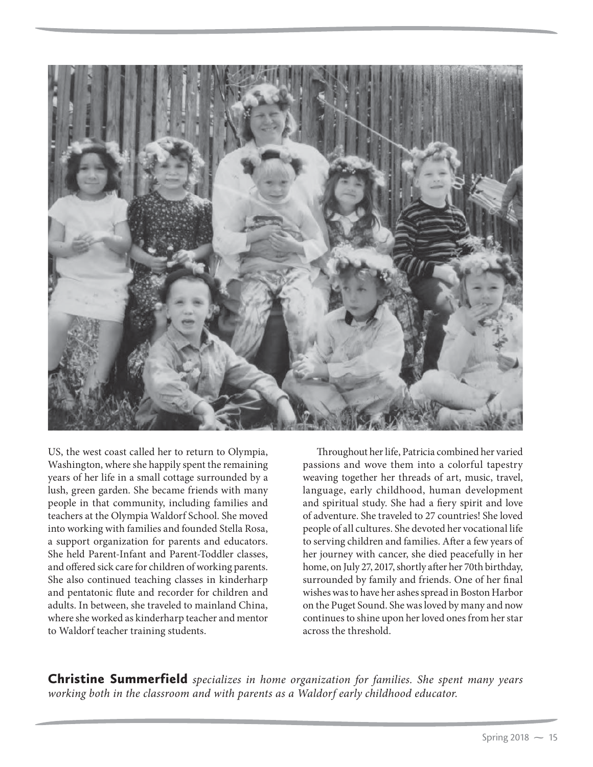US, the west coast called her to return to Olympia, Washington, where she happily spent the remaining years of her life in a small cottage surrounded by a lush, green garden. She became friends with many people in that community, including families and teachers at the Olympia Waldorf School. She moved into working with families and founded Stella Rosa, a support organization for parents and educators. She held Parent-Infant and Parent-Toddler classes, and offered sick care for children of working parents. She also continued teaching classes in kinderharp and pentatonic flute and recorder for children and adults. In between, she traveled to mainland China, where she worked as kinderharp teacher and mentor to Waldorf teacher training students.

Throughout her life, Patricia combined her varied passions and wove them into a colorful tapestry weaving together her threads of art, music, travel, language, early childhood, human development and spiritual study. She had a fiery spirit and love of adventure. She traveled to 27 countries! She loved people of all cultures. She devoted her vocational life to serving children and families. After a few years of her journey with cancer, she died peacefully in her home, on July 27, 2017, shortly after her 70th birthday, surrounded by family and friends. One of her final wishes was to have her ashes spread in Boston Harbor on the Puget Sound. She was loved by many and now continues to shine upon her loved ones from her star across the threshold.

**Christine Summerfield** *specializes in home organization for families. She spent many years working both in the classroom and with parents as a Waldorf early childhood educator.*